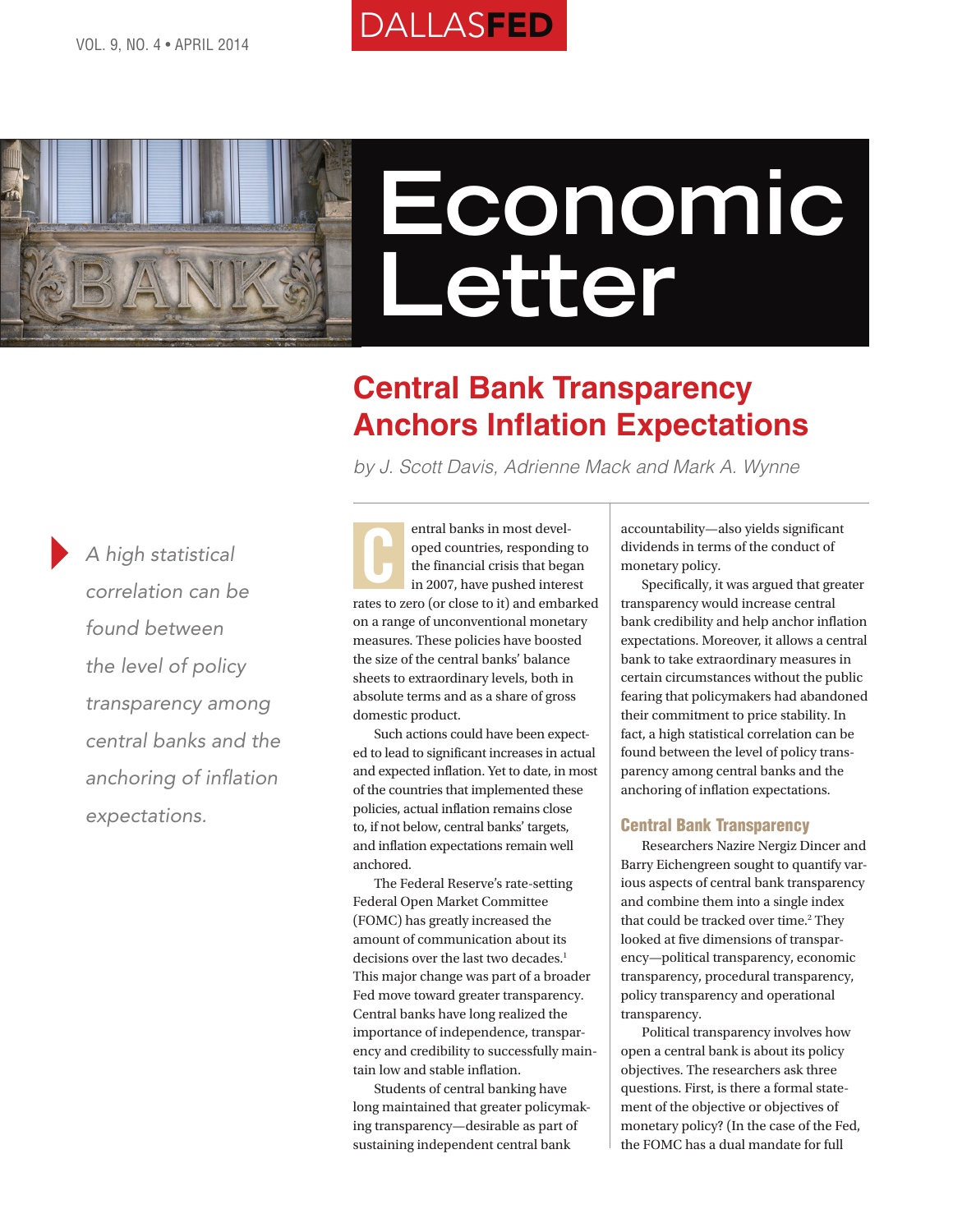# Economic Letter

## Central Bank Transparency Anchors Inflation Expectations

*by J. Scott Davis, Adrienne Mack and Mark A. Wynne*

> *A high statistical correlation can be found between the level of policy transparency among central banks and the anchoring of inflation expectations.*

Central banks in most developed countries, responding to the financial crisis that began in 2007, have pushed interest rates to zero (or close to it) and embarked on a range of unconventional monetary measures. These policies have boosted the size of the central banks' balance sheets to extraordinary levels, both in absolute terms and as a share of gross domestic product.

Such actions could have been expected to lead to significant increases in actual and expected inflation. Yet to date, in most of the countries that implemented these policies, actual inflation remains close to, if not below, central banks' targets, and inflation expectations remain well anchored.

The Federal Reserve's rate-setting Federal Open Market Committee (FOMC) has greatly increased the amount of communication about its decisions over the last two decades.[1] This major change was part of a broader Fed move toward greater transparency. Central banks have long realized the importance of independence, transparency and credibility to successfully maintain low and stable inflation.

Students of central banking have long maintained that greater policymaking transparency—desirable as part of sustaining independent central bank accountability—also yields significant dividends in terms of the conduct of monetary policy.

Specifically, it was argued that greater transparency would increase central bank credibility and help anchor inflation expectations. Moreover, it allows a central bank to take extraordinary measures in certain circumstances without the public fearing that policymakers had abandoned their commitment to price stability. In fact, a high statistical correlation can be found between the level of policy transparency among central banks and the anchoring of inflation expectations.

### Central Bank Transparency

Researchers Nazire Nergiz Dincer and Barry Eichengreen sought to quantify various aspects of central bank transparency and combine them into a single index that could be tracked over time.[2] They looked at five dimensions of transparency—political transparency, economic transparency, procedural transparency, policy transparency and operational transparency.

Political transparency involves how open a central bank is about its policy objectives. The researchers ask three questions. First, is there a formal statement of the objective or objectives of monetary policy? (In the case of the Fed, the FOMC has a dual mandate for full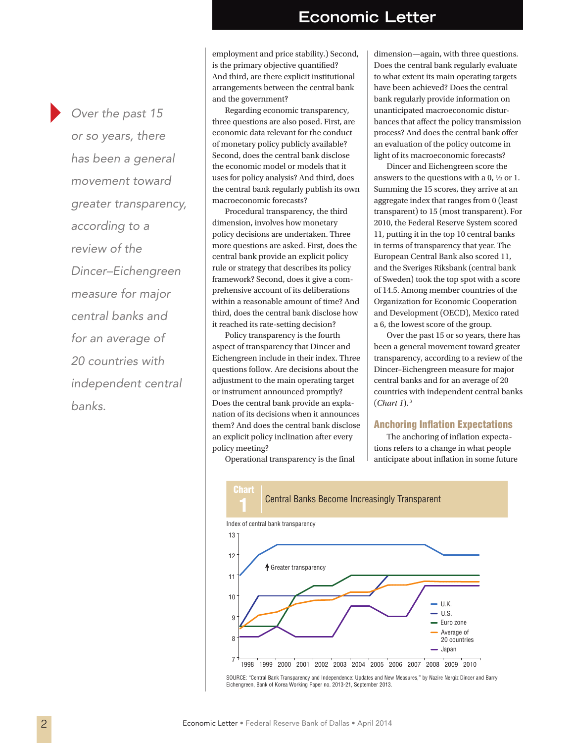employment and price stability.) Second, is the primary objective quantified? And third, are there explicit institutional arrangements between the central bank and the government?

Regarding economic transparency, three questions are also posed. First, are economic data relevant for the conduct of monetary policy publicly available? Second, does the central bank disclose the economic model or models that it uses for policy analysis? And third, does the central bank regularly publish its own macroeconomic forecasts?

Procedural transparency, the third dimension, involves how monetary policy decisions are undertaken. Three more questions are asked. First, does the central bank provide an explicit policy rule or strategy that describes its policy framework? Second, does it give a comprehensive account of its deliberations within a reasonable amount of time? And third, does the central bank disclose how it reached its rate-setting decision?

Policy transparency is the fourth aspect of transparency that Dincer and Eichengreen include in their index. Three questions follow. Are decisions about the adjustment to the main operating target or instrument announced promptly? Does the central bank provide an explanation of its decisions when it announces them? And does the central bank disclose an explicit policy inclination after every policy meeting?

Operational transparency is the final dimension—again, with three questions. Does the central bank regularly evaluate to what extent its main operating targets have been achieved? Does the central bank regularly provide information on unanticipated macroeconomic disturbances that affect the policy transmission process? And does the central bank offer an evaluation of the policy outcome in light of its macroeconomic forecasts?

Dincer and Eichengreen score the answers to the questions with a 0, ½ or 1. Summing the 15 scores, they arrive at an aggregate index that ranges from 0 (least transparent) to 15 (most transparent). For 2010, the Federal Reserve System scored 11, putting it in the top 10 central banks in terms of transparency that year. The European Central Bank also scored 11, and the Sveriges Riksbank (central bank of Sweden) took the top spot with a score of 14.5. Among member countries of the Organization for Economic Cooperation and Development (OECD), Mexico rated a 6, the lowest score of the group.

Over the past 15 or so years, there has been a general movement toward greater transparency, according to a review of the Dincer–Eichengreen measure for major central banks and for an average of 20 countries with independent central banks (*Chart 1*).[3]

*Over the past 15 or so years, there has been a general movement toward greater transparency, according to a review of the Dincer–Eichengreen measure for major central banks and for an average of 20 countries with independent central banks.*

## Anchoring Inflation Expectations

The anchoring of inflation expectations refers to a change in what people anticipate about inflation in some future

**Chart 1** Central Banks Become Increasingly Transparent

Index of central bank transparency (1998–2010; series: U.K., U.S., Euro zone, Average of 20 countries, Japan; ↑ Greater transparency)

SOURCE: "Central Bank Transparency and Independence: Updates and New Measures," by Nazire Nergiz Dincer and Barry Eichengreen, Bank of Korea Working Paper no. 2013-21, September 2013.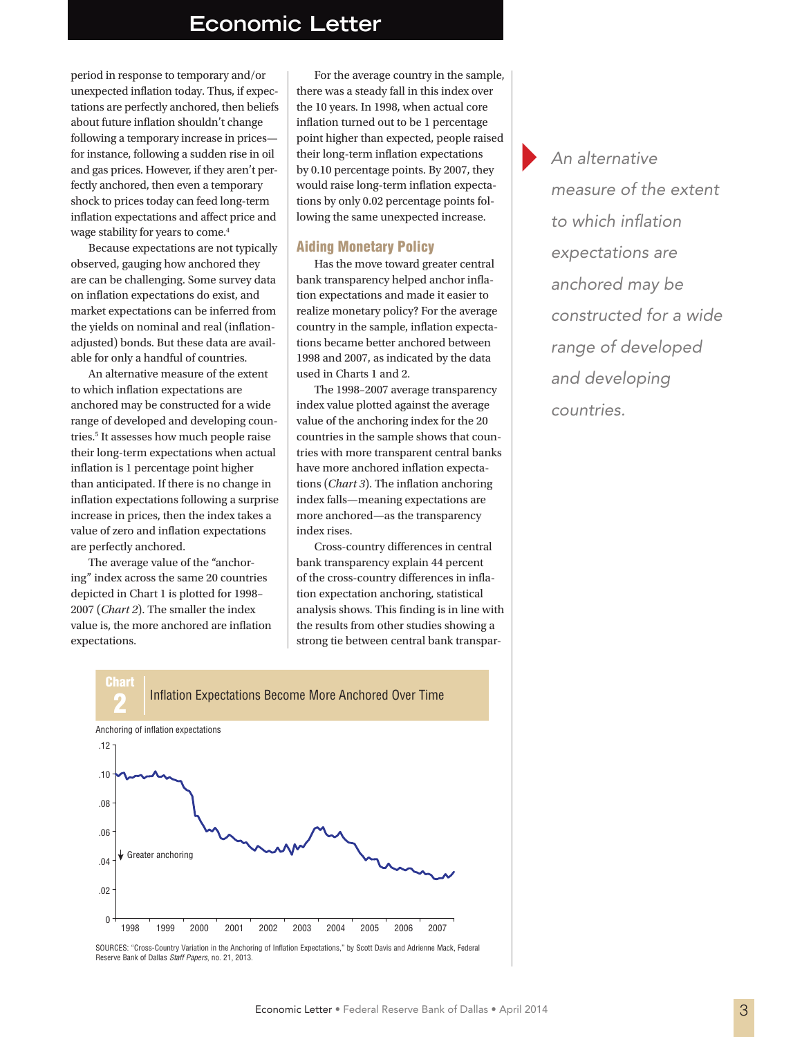period in response to temporary and/or unexpected inflation today. Thus, if expectations are perfectly anchored, then beliefs about future inflation shouldn't change following a temporary increase in prices—for instance, following a sudden rise in oil and gas prices. However, if they aren't perfectly anchored, then even a temporary shock to prices today can feed long-term inflation expectations and affect price and wage stability for years to come.[4]

Because expectations are not typically observed, gauging how anchored they are can be challenging. Some survey data on inflation expectations do exist, and market expectations can be inferred from the yields on nominal and real (inflation-adjusted) bonds. But these data are available for only a handful of countries.

An alternative measure of the extent to which inflation expectations are anchored may be constructed for a wide range of developed and developing countries.[5] It assesses how much people raise their long-term expectations when actual inflation is 1 percentage point higher than anticipated. If there is no change in inflation expectations following a surprise increase in prices, then the index takes a value of zero and inflation expectations are perfectly anchored.

The average value of the "anchoring" index across the same 20 countries depicted in Chart 1 is plotted for 1998–2007 (*Chart 2*). The smaller the index value is, the more anchored are inflation expectations.

For the average country in the sample, there was a steady fall in this index over the 10 years. In 1998, when actual core inflation turned out to be 1 percentage point higher than expected, people raised their long-term inflation expectations by 0.10 percentage points. By 2007, they would raise long-term inflation expectations by only 0.02 percentage points following the same unexpected increase.

*An alternative measure of the extent to which inflation expectations are anchored may be constructed for a wide range of developed and developing countries.*

## Aiding Monetary Policy

Has the move toward greater central bank transparency helped anchor inflation expectations and made it easier to realize monetary policy? For the average country in the sample, inflation expectations became better anchored between 1998 and 2007, as indicated by the data used in Charts 1 and 2.

The 1998–2007 average transparency index value plotted against the average value of the anchoring index for the 20 countries in the sample shows that countries with more transparent central banks have more anchored inflation expectations (*Chart 3*). The inflation anchoring index falls—meaning expectations are more anchored—as the transparency index rises.

Cross-country differences in central bank transparency explain 44 percent of the cross-country differences in inflation expectation anchoring, statistical analysis shows. This finding is in line with the results from other studies showing a strong tie between central bank transpar-

**Chart 2** Inflation Expectations Become More Anchored Over Time

Anchoring of inflation expectations

SOURCES: "Cross-Country Variation in the Anchoring of Inflation Expectations," by Scott Davis and Adrienne Mack, Federal Reserve Bank of Dallas *Staff Papers*, no. 21, 2013.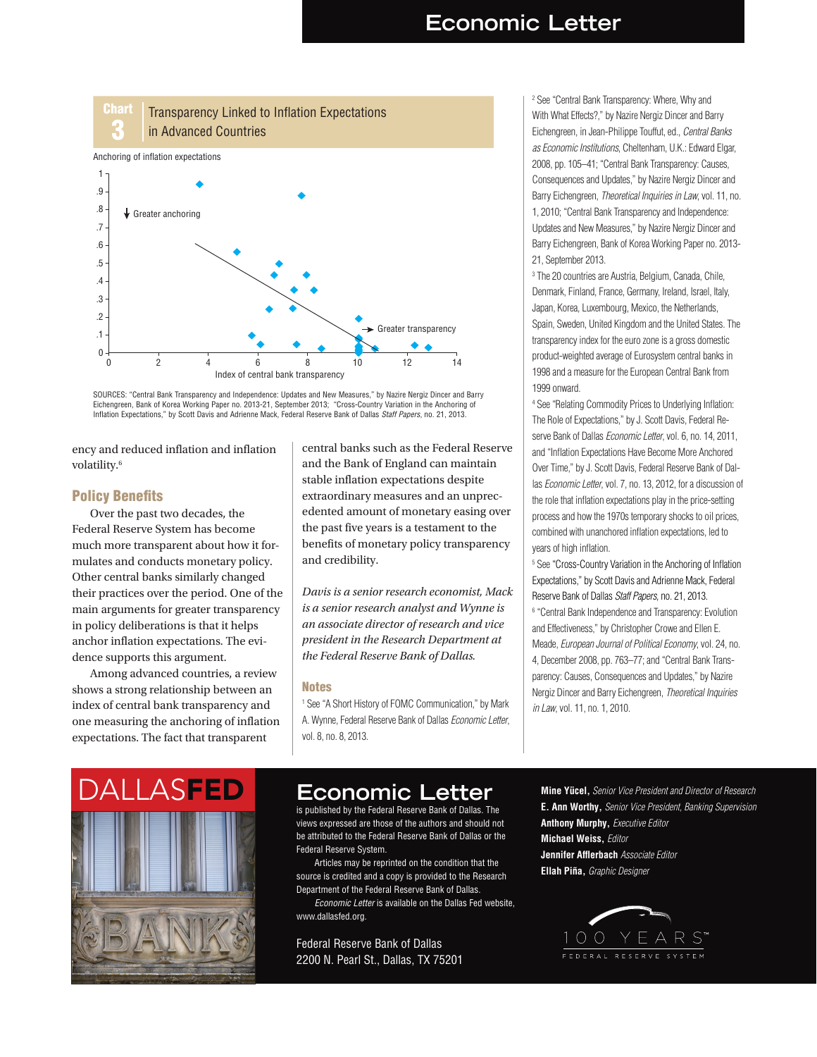**Chart 3** Transparency Linked to Inflation Expectations in Advanced Countries

Anchoring of inflation expectations

1
.9
.8
.7
.6
.5
.4
.3
.2
.1
0

Greater anchoring

Greater transparency

0 2 4 6 8 10 12 14

Index of central bank transparency

SOURCES: "Central Bank Transparency and Independence: Updates and New Measures," by Nazire Nergiz Dincer and Barry Eichengreen, Bank of Korea Working Paper no. 2013-21, September 2013; "Cross-Country Variation in the Anchoring of Inflation Expectations," by Scott Davis and Adrienne Mack, Federal Reserve Bank of Dallas *Staff Papers*, no. 21, 2013.

ency and reduced inflation and inflation volatility.[6]

## Policy Benefits

Over the past two decades, the Federal Reserve System has become much more transparent about how it formulates and conducts monetary policy. Other central banks similarly changed their practices over the period. One of the main arguments for greater transparency in policy deliberations is that it helps anchor inflation expectations. The evidence supports this argument.

Among advanced countries, a review shows a strong relationship between an index of central bank transparency and one measuring the anchoring of inflation expectations. The fact that transparent central banks such as the Federal Reserve and the Bank of England can maintain stable inflation expectations despite extraordinary measures and an unprecedented amount of monetary easing over the past five years is a testament to the benefits of monetary policy transparency and credibility.

*Davis is a senior research economist, Mack is a senior research analyst and Wynne is an associate director of research and vice president in the Research Department at the Federal Reserve Bank of Dallas.*

## Notes

[1] See "A Short History of FOMC Communication," by Mark A. Wynne, Federal Reserve Bank of Dallas *Economic Letter*, vol. 8, no. 8, 2013.

[2] See "Central Bank Transparency: Where, Why and With What Effects?," by Nazire Nergiz Dincer and Barry Eichengreen, in Jean-Philippe Touffut, ed., *Central Banks as Economic Institutions*, Cheltenham, U.K.: Edward Elgar, 2008, pp. 105–41; "Central Bank Transparency: Causes, Consequences and Updates," by Nazire Nergiz Dincer and Barry Eichengreen, *Theoretical Inquiries in Law*, vol. 11, no. 1, 2010; "Central Bank Transparency and Independence: Updates and New Measures," by Nazire Nergiz Dincer and Barry Eichengreen, Bank of Korea Working Paper no. 2013-21, September 2013.

[3] The 20 countries are Austria, Belgium, Canada, Chile, Denmark, Finland, France, Germany, Ireland, Israel, Italy, Japan, Korea, Luxembourg, Mexico, the Netherlands, Spain, Sweden, United Kingdom and the United States. The transparency index for the euro zone is a gross domestic product-weighted average of Eurosystem central banks in 1998 and a measure for the European Central Bank from 1999 onward.

[4] See "Relating Commodity Prices to Underlying Inflation: The Role of Expectations," by J. Scott Davis, Federal Reserve Bank of Dallas *Economic Letter*, vol. 6, no. 14, 2011, and "Inflation Expectations Have Become More Anchored Over Time," by J. Scott Davis, Federal Reserve Bank of Dallas *Economic Letter*, vol. 7, no. 13, 2012, for a discussion of the role that inflation expectations play in the price-setting process and how the 1970s temporary shocks to oil prices, combined with unanchored inflation expectations, led to years of high inflation.

[5] See "Cross-Country Variation in the Anchoring of Inflation Expectations," by Scott Davis and Adrienne Mack, Federal Reserve Bank of Dallas *Staff Papers*, no. 21, 2013.

[6] "Central Bank Independence and Transparency: Evolution and Effectiveness," by Christopher Crowe and Ellen E. Meade, *European Journal of Political Economy*, vol. 24, no. 4, December 2008, pp. 763–77; and "Central Bank Transparency: Causes, Consequences and Updates," by Nazire Nergiz Dincer and Barry Eichengreen, *Theoretical Inquiries in Law*, vol. 11, no. 1, 2010.

DALLAS**FED**

# Economic Letter

is published by the Federal Reserve Bank of Dallas. The views expressed are those of the authors and should not be attributed to the Federal Reserve Bank of Dallas or the Federal Reserve System.

Articles may be reprinted on the condition that the source is credited and a copy is provided to the Research Department of the Federal Reserve Bank of Dallas.

*Economic Letter* is available on the Dallas Fed website, www.dallasfed.org.

Federal Reserve Bank of Dallas
2200 N. Pearl St., Dallas, TX 75201

**Mine Yücel,** *Senior Vice President and Director of Research*
**E. Ann Worthy,** *Senior Vice President, Banking Supervision*
**Anthony Murphy,** *Executive Editor*
**Michael Weiss,** *Editor*
**Jennifer Afflerbach** *Associate Editor*
**Ellah Piña,** *Graphic Designer*

100 YEARS™ FEDERAL RESERVE SYSTEM